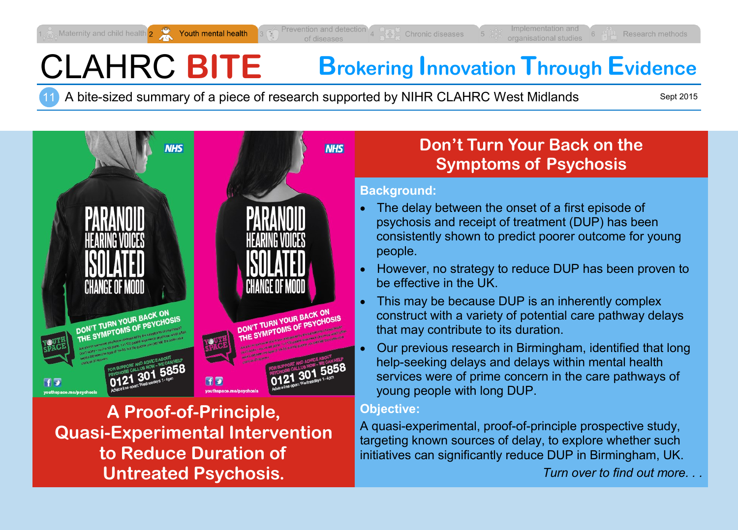1 Maternity and child health | 2 Youth mental health | 3 Prevention and detection of diseases | 4 Chronic diseases | 5 Implementation and organisational studies | 6 Research methods

# CLAHRC BITE

## Brokering Innovation Through Evidence

11 A bite-sized summary of a piece of research supported by NIHR CLAHRC West Midlands

Sept 2015

## Don't Turn Your Back on the Symptoms of Psychosis

### Background:

- The delay between the onset of a first episode of psychosis and receipt of treatment (DUP) has been consistently shown to predict poorer outcome for young people.
- However, no strategy to reduce DUP has been proven to be effective in the UK.
- This may be because DUP is an inherently complex construct with a variety of potential care pathway delays that may contribute to its duration.
- Our previous research in Birmingham, identified that long help-seeking delays and delays within mental health services were of prime concern in the care pathways of young people with long DUP.

### Objective:

A quasi-experimental, proof-of-principle prospective study, targeting known sources of delay, to explore whether such initiatives can significantly reduce DUP in Birmingham, UK.

*Turn over to find out more. . .*

## A Proof-of-Principle, Quasi-Experimental Intervention to Reduce Duration of Untreated Psychosis.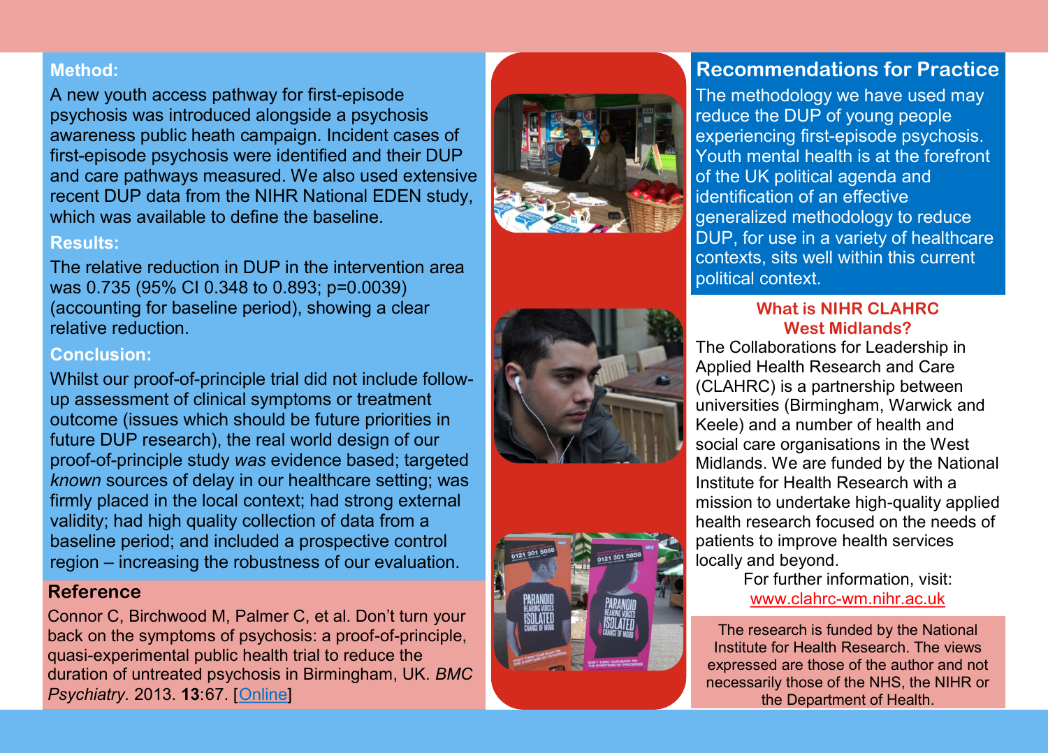**Method:**

A new youth access pathway for first-episode psychosis was introduced alongside a psychosis awareness public heath campaign. Incident cases of first-episode psychosis were identified and their DUP and care pathways measured. We also used extensive recent DUP data from the NIHR National EDEN study, which was available to define the baseline.

**Results:**

The relative reduction in DUP in the intervention area was 0.735 (95% CI 0.348 to 0.893; $p=0.0039$) (accounting for baseline period), showing a clear relative reduction.

**Conclusion:**

Whilst our proof-of-principle trial did not include follow-up assessment of clinical symptoms or treatment outcome (issues which should be future priorities in future DUP research), the real world design of our proof-of-principle study *was* evidence based; targeted *known* sources of delay in our healthcare setting; was firmly placed in the local context; had strong external validity; had high quality collection of data from a baseline period; and included a prospective control region – increasing the robustness of our evaluation.

## Reference

Connor C, Birchwood M, Palmer C, et al. Don't turn your back on the symptoms of psychosis: a proof-of-principle, quasi-experimental public health trial to reduce the duration of untreated psychosis in Birmingham, UK. *BMC Psychiatry*. 2013. **13**:67. [Online]

## Recommendations for Practice

The methodology we have used may reduce the DUP of young people experiencing first-episode psychosis. Youth mental health is at the forefront of the UK political agenda and identification of an effective generalized methodology to reduce DUP, for use in a variety of healthcare contexts, sits well within this current political context.

### What is NIHR CLAHRC West Midlands?

The Collaborations for Leadership in Applied Health Research and Care (CLAHRC) is a partnership between universities (Birmingham, Warwick and Keele) and a number of health and social care organisations in the West Midlands. We are funded by the National Institute for Health Research with a mission to undertake high-quality applied health research focused on the needs of patients to improve health services locally and beyond.

For further information, visit:
www.clahrc-wm.nihr.ac.uk

The research is funded by the National Institute for Health Research. The views expressed are those of the author and not necessarily those of the NHS, the NIHR or the Department of Health.